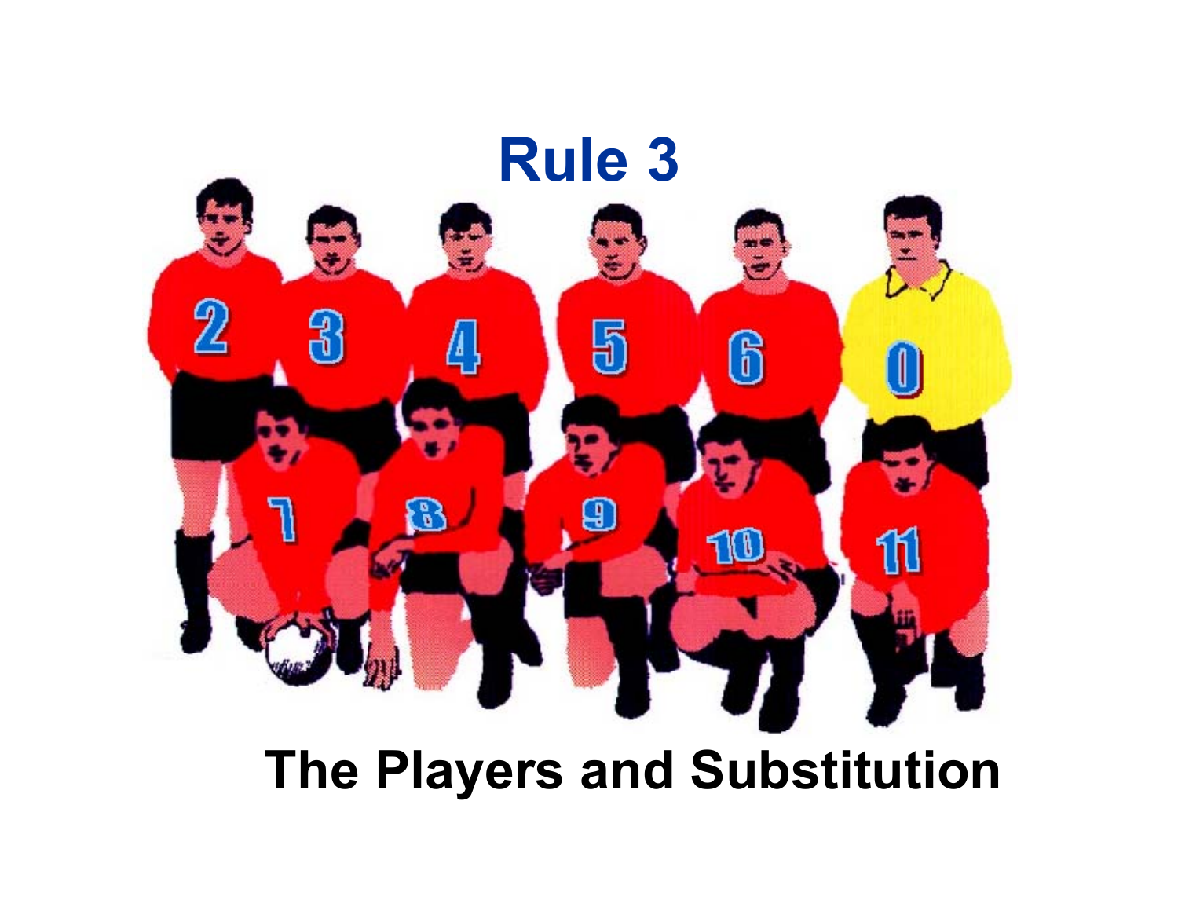# Rule 3

## The Players and Substitution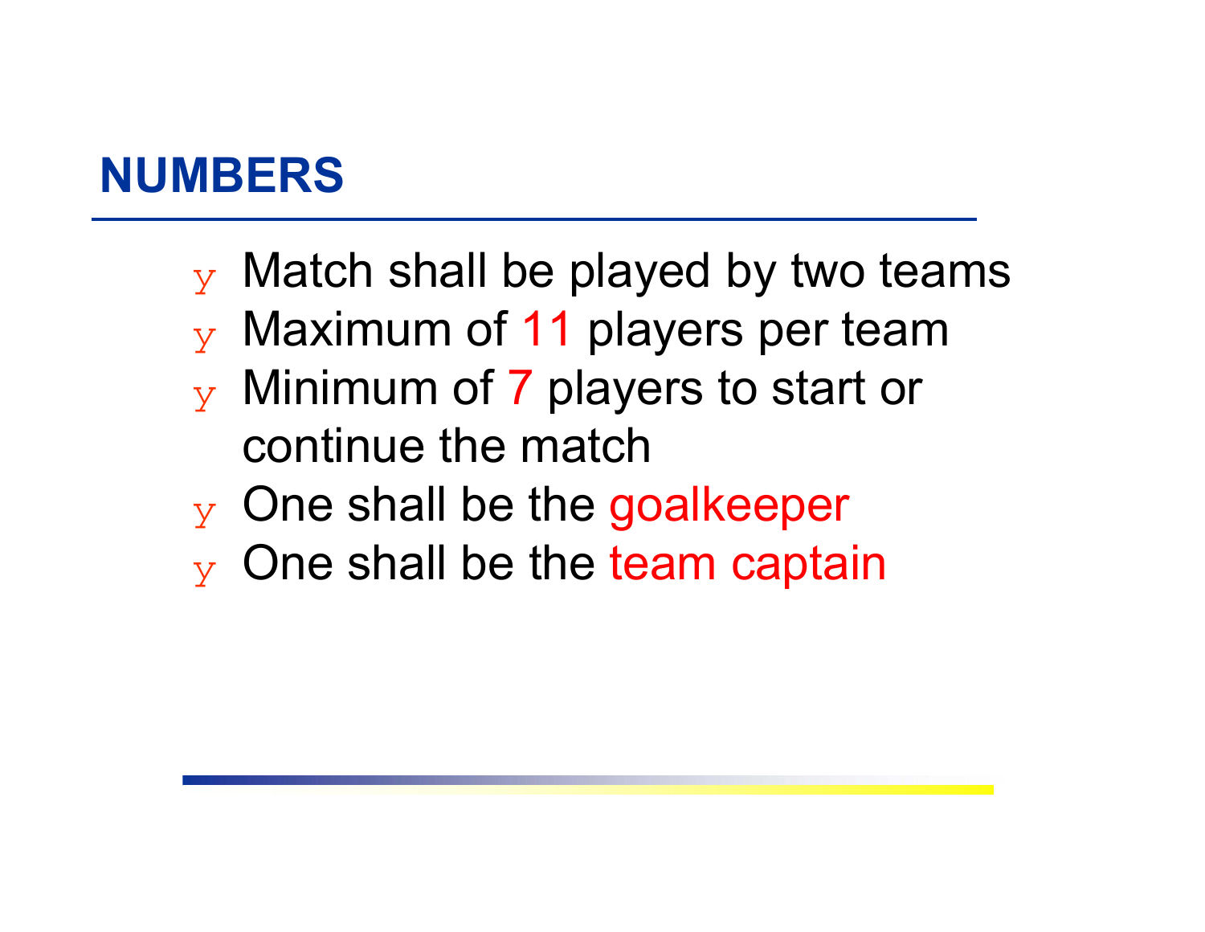## NUMBERS

- Match shall be played by two teams
- Maximum of 11 players per team
- Minimum of 7 players to start or continue the match
- One shall be the goalkeeper
- One shall be the team captain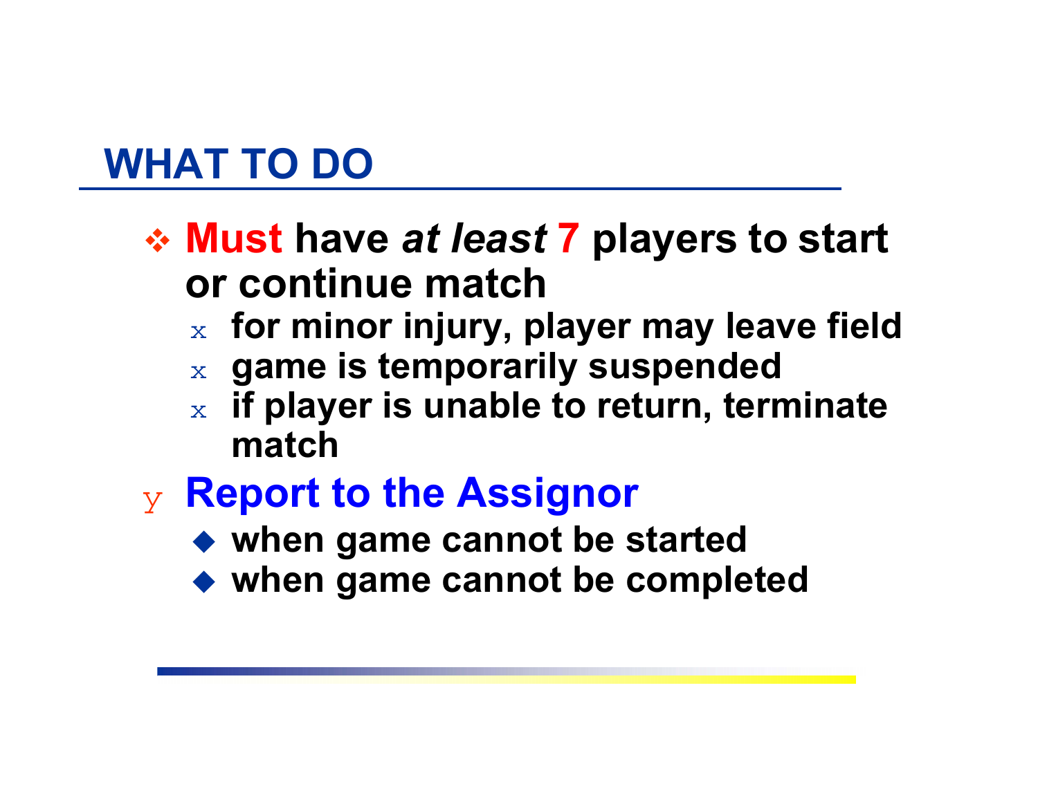## WHAT TO DO

- **Must have *at least* 7 players to start or continue match**
  - **for minor injury, player may leave field**
  - **game is temporarily suspended**
  - **if player is unable to return, terminate match**
- **Report to the Assignor**
  - **when game cannot be started**
  - **when game cannot be completed**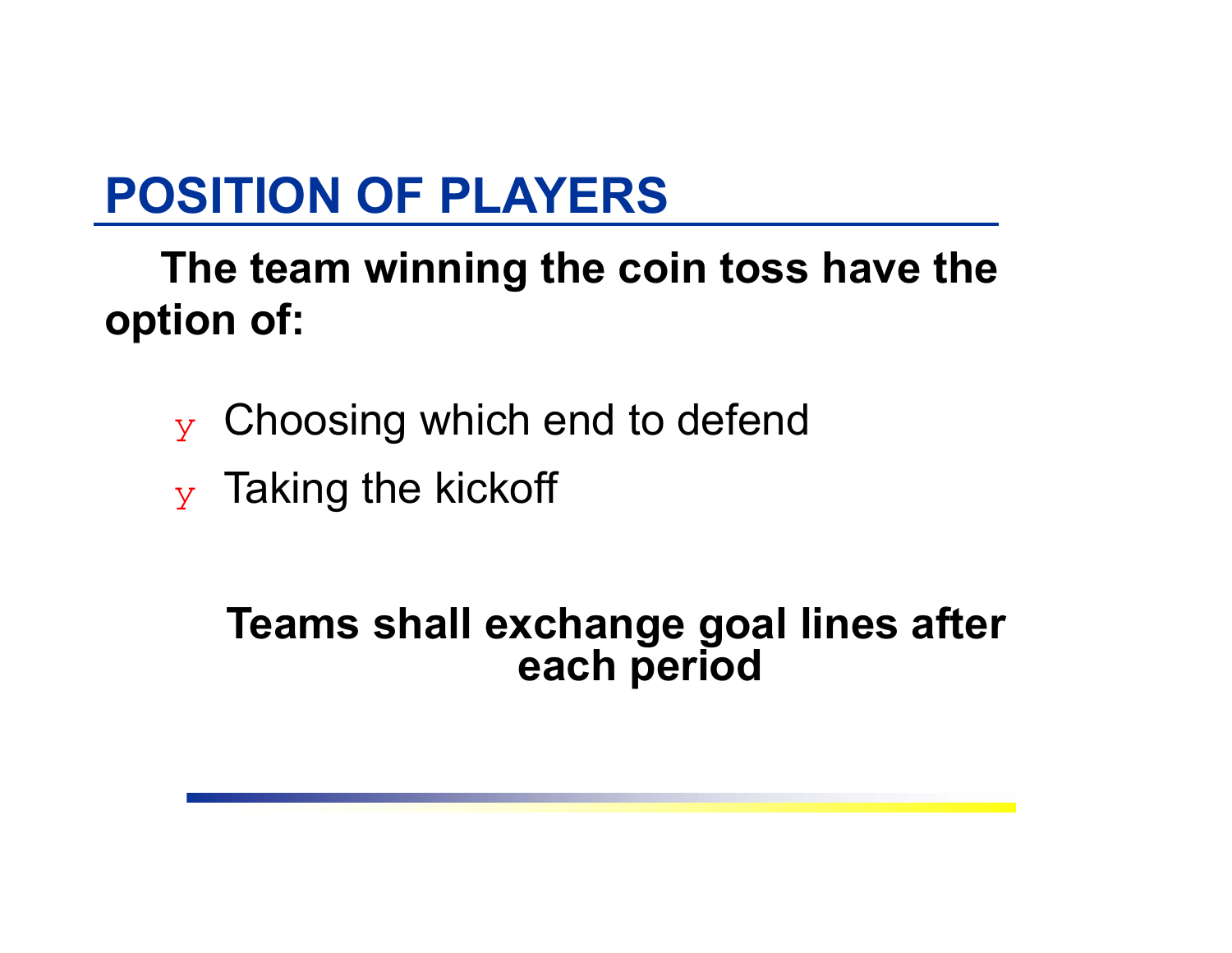## POSITION OF PLAYERS

**The team winning the coin toss have the option of:**

- Choosing which end to defend
- Taking the kickoff

**Teams shall exchange goal lines after each period**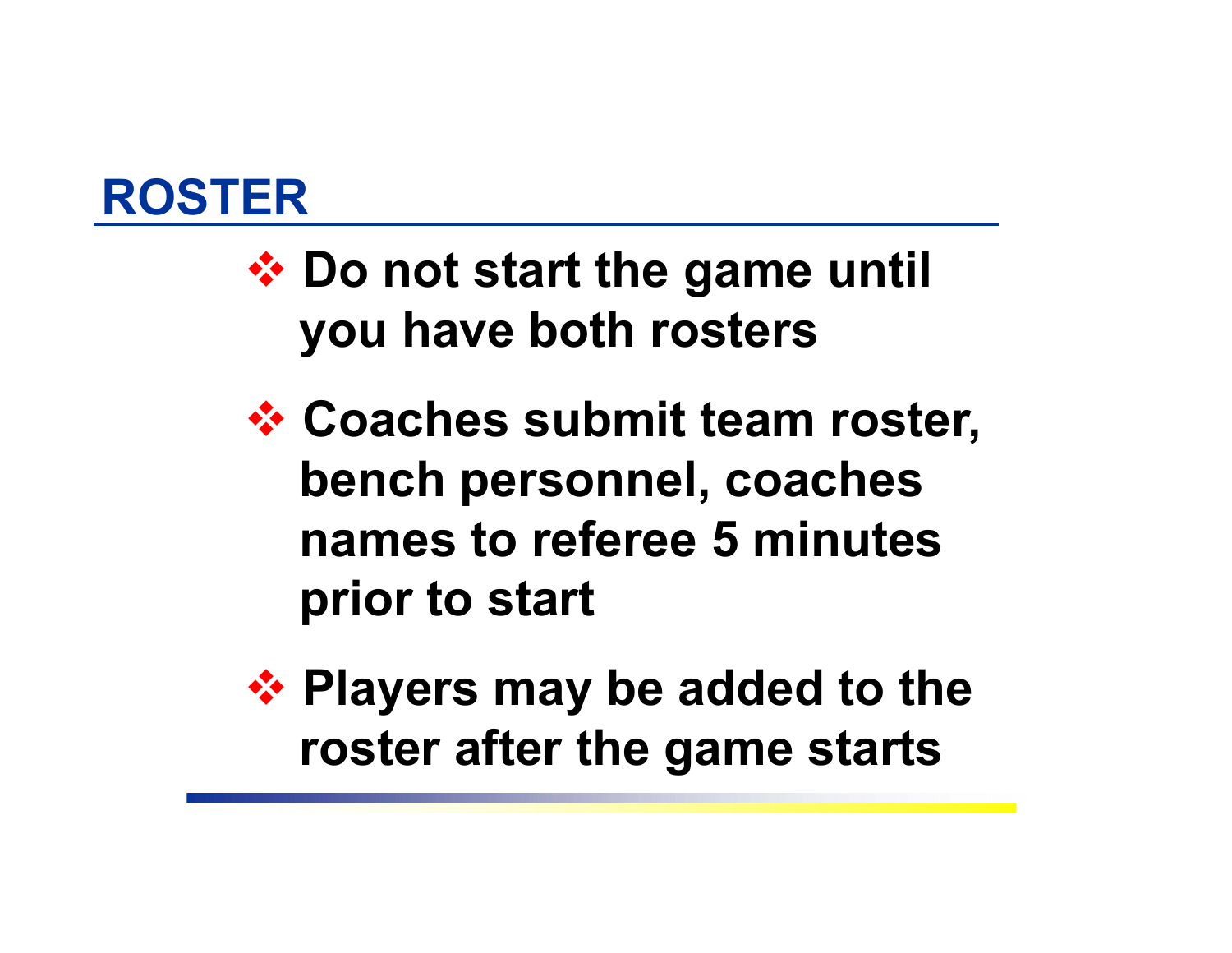## ROSTER

- Do not start the game until you have both rosters
- Coaches submit team roster, bench personnel, coaches names to referee 5 minutes prior to start
- Players may be added to the roster after the game starts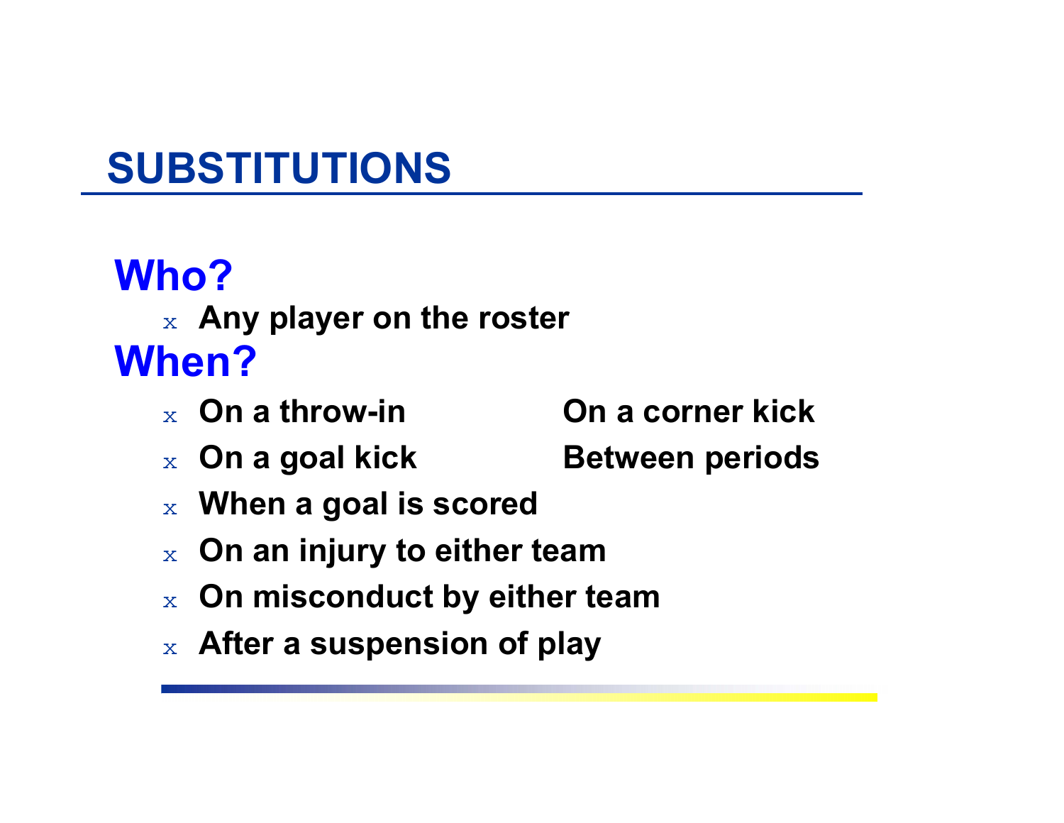# SUBSTITUTIONS

## Who?

- Any player on the roster

## When?

- On a throw-in
- On a corner kick
- On a goal kick
- Between periods
- When a goal is scored
- On an injury to either team
- On misconduct by either team
- After a suspension of play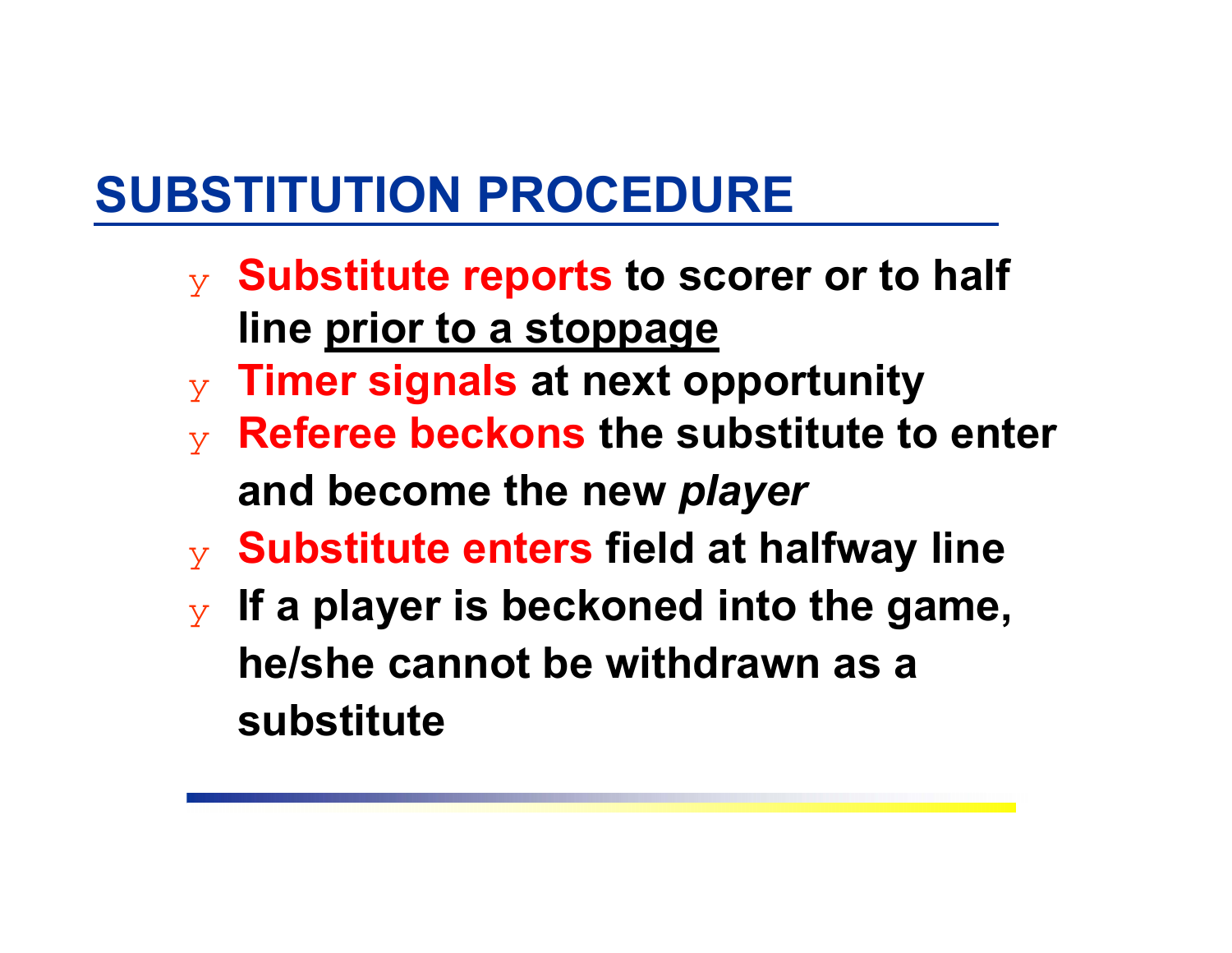# SUBSTITUTION PROCEDURE

- **Substitute reports** to scorer or to half line <u>prior to a stoppage</u>
- **Timer signals** at next opportunity
- **Referee beckons** the substitute to enter and become the new *player*
- **Substitute enters** field at halfway line
- **If a player is beckoned into the game, he/she cannot be withdrawn as a substitute**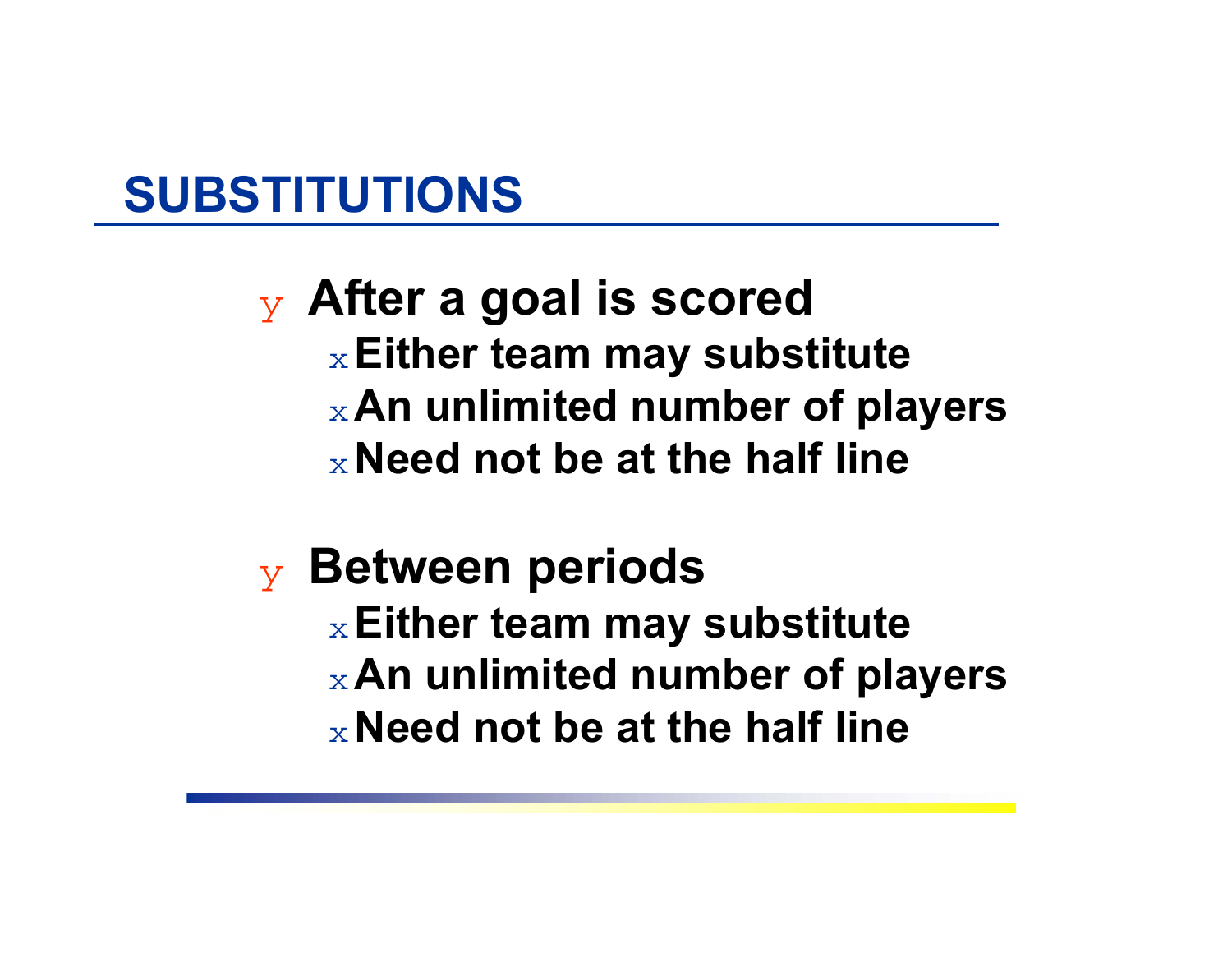## SUBSTITUTIONS

- After a goal is scored
  - Either team may substitute
  - An unlimited number of players
  - Need not be at the half line
- Between periods
  - Either team may substitute
  - An unlimited number of players
  - Need not be at the half line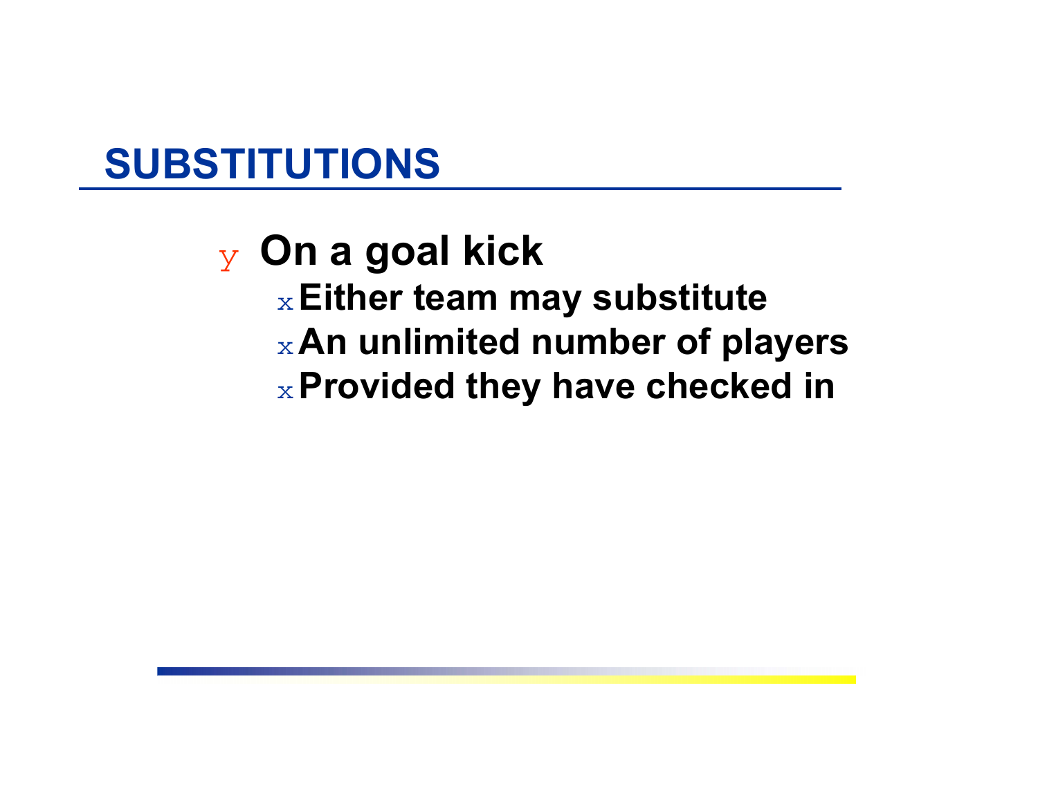## SUBSTITUTIONS

- On a goal kick
  - Either team may substitute
  - An unlimited number of players
  - Provided they have checked in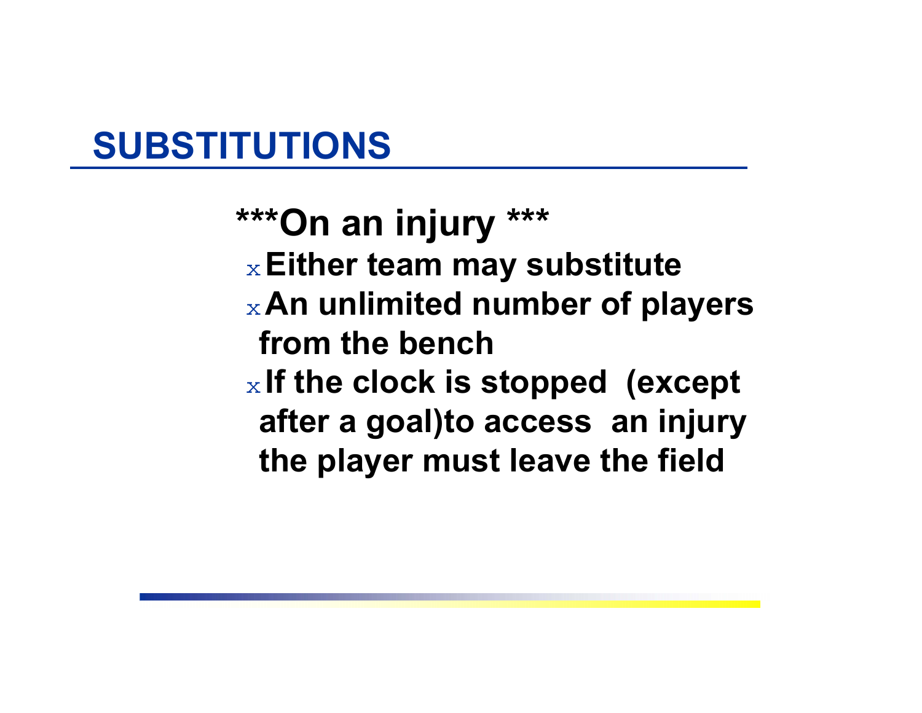## SUBSTITUTIONS

**\*\*\*On an injury \*\*\***

- **Either team may substitute**
- **An unlimited number of players from the bench**
- **If the clock is stopped (except after a goal)to access an injury the player must leave the field**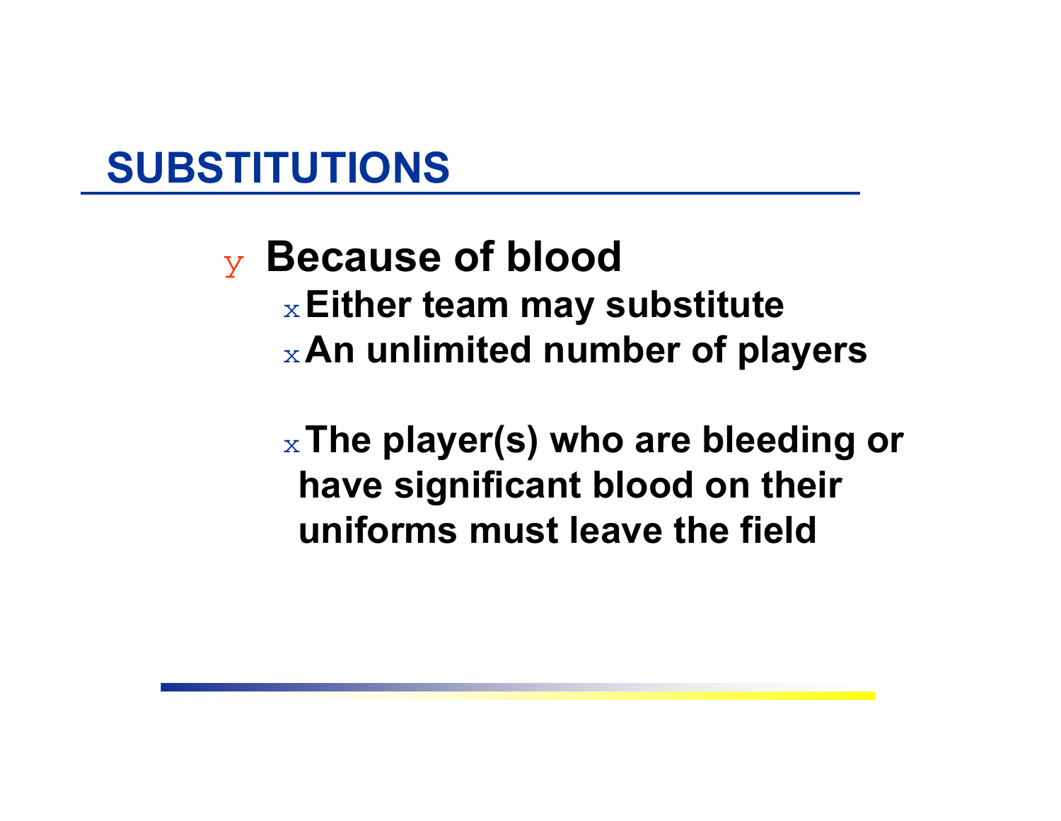# SUBSTITUTIONS

- **Because of blood**
  - **Either team may substitute**
  - **An unlimited number of players**

  - **The player(s) who are bleeding or have significant blood on their uniforms must leave the field**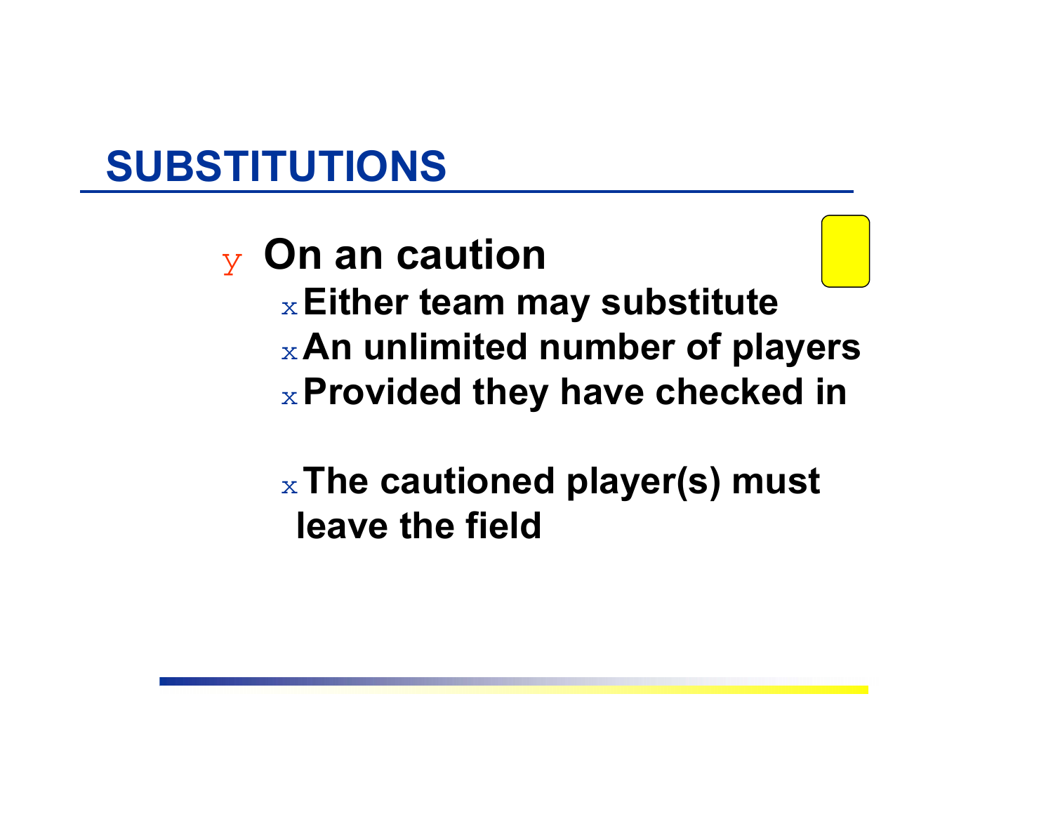## SUBSTITUTIONS

- **On an caution**
  - **Either team may substitute**
  - **An unlimited number of players**
  - **Provided they have checked in**

  - **The cautioned player(s) must leave the field**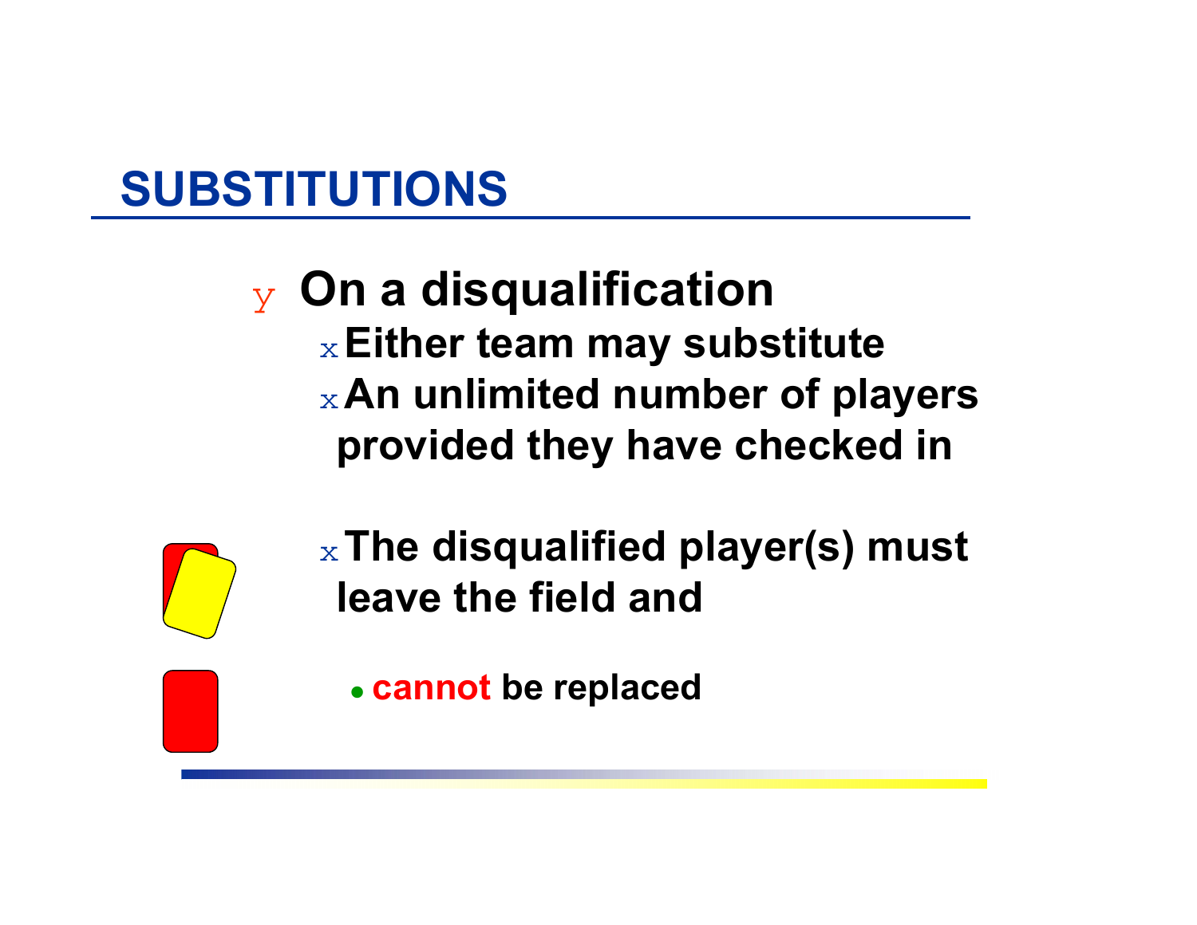## SUBSTITUTIONS

- **On a disqualification**
  - **Either team may substitute**
  - **An unlimited number of players provided they have checked in**
  - **The disqualified player(s) must leave the field and**
    - **cannot be replaced**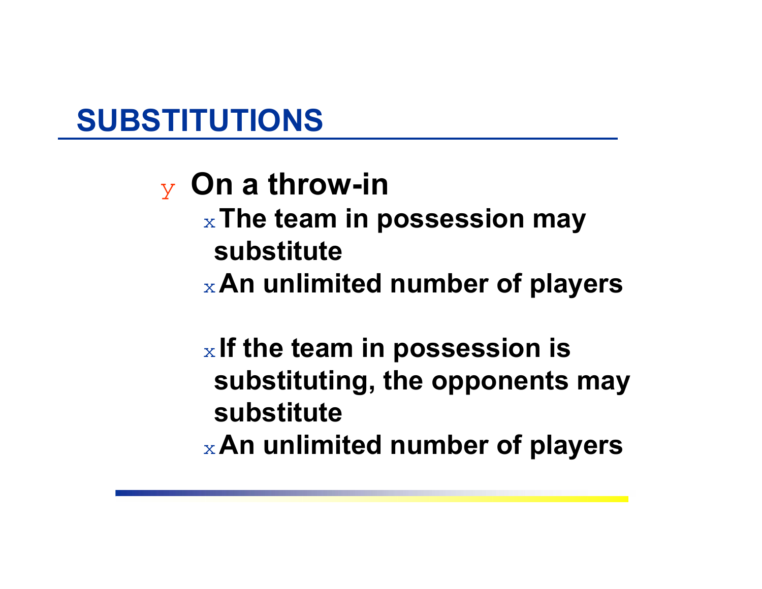# SUBSTITUTIONS

- On a throw-in
  - The team in possession may substitute
  - An unlimited number of players

  - If the team in possession is substituting, the opponents may substitute
  - An unlimited number of players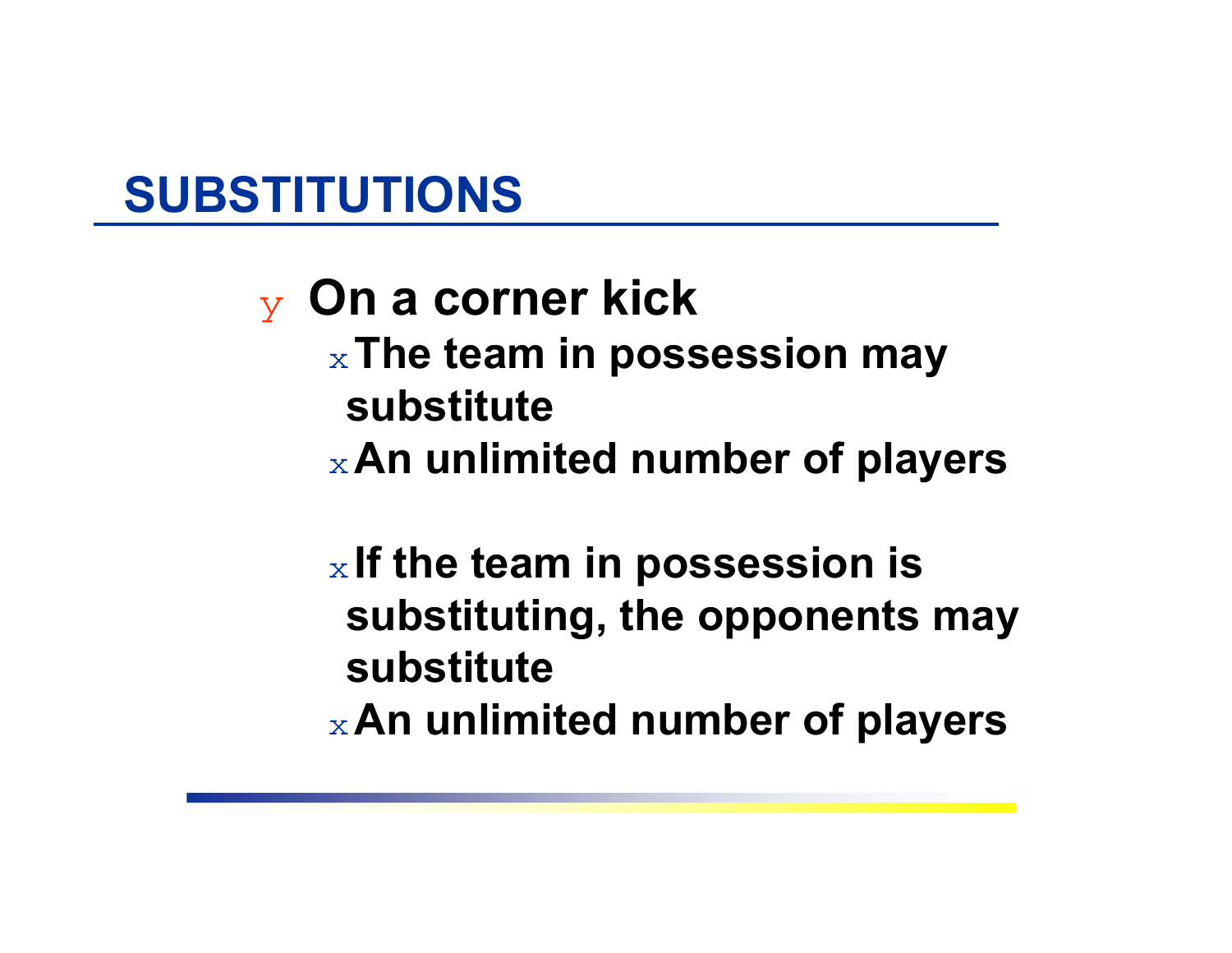## SUBSTITUTIONS

- **On a corner kick**
  - **The team in possession may substitute**
  - **An unlimited number of players**

  - **If the team in possession is substituting, the opponents may substitute**
  - **An unlimited number of players**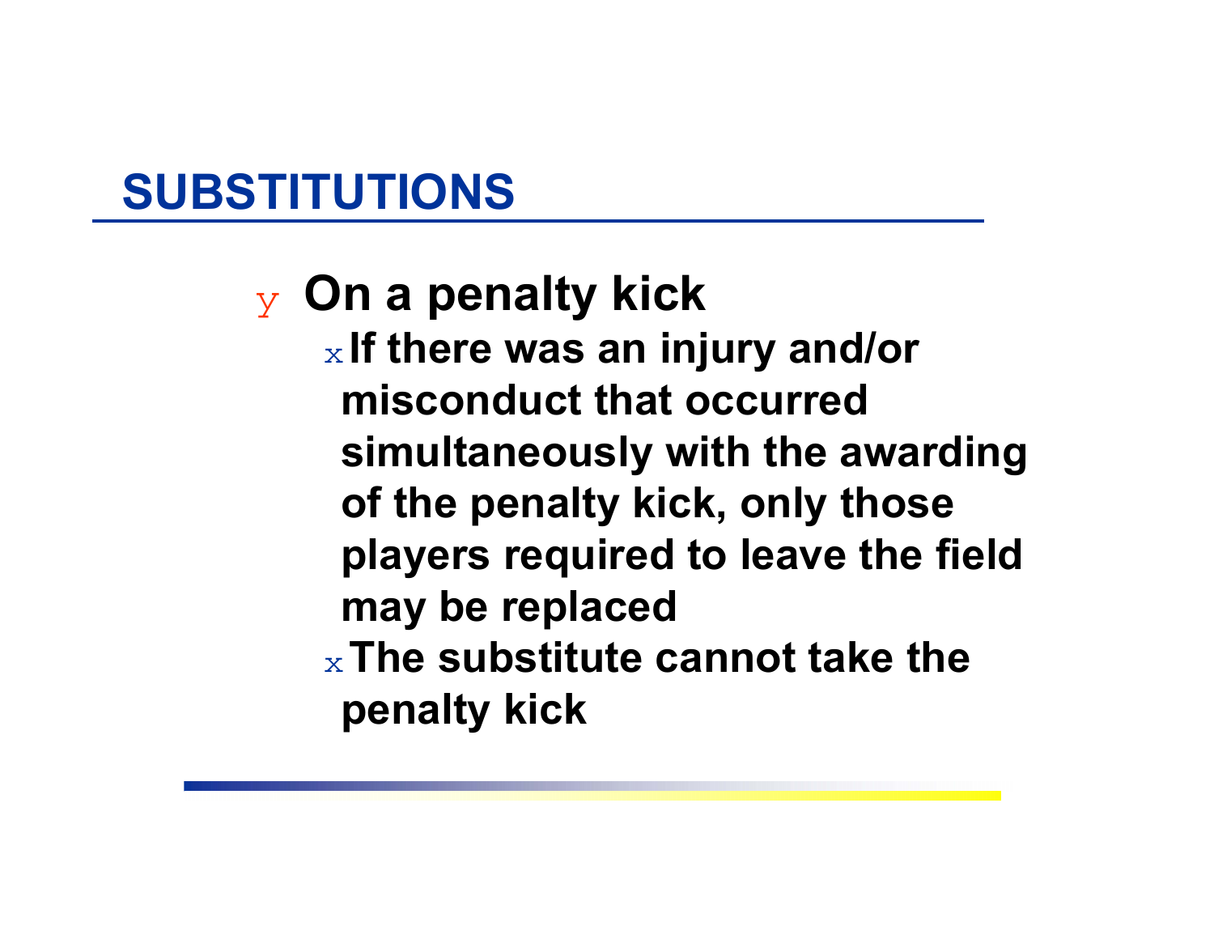## SUBSTITUTIONS

- **On a penalty kick**
  - **If there was an injury and/or misconduct that occurred simultaneously with the awarding of the penalty kick, only those players required to leave the field may be replaced**
  - **The substitute cannot take the penalty kick**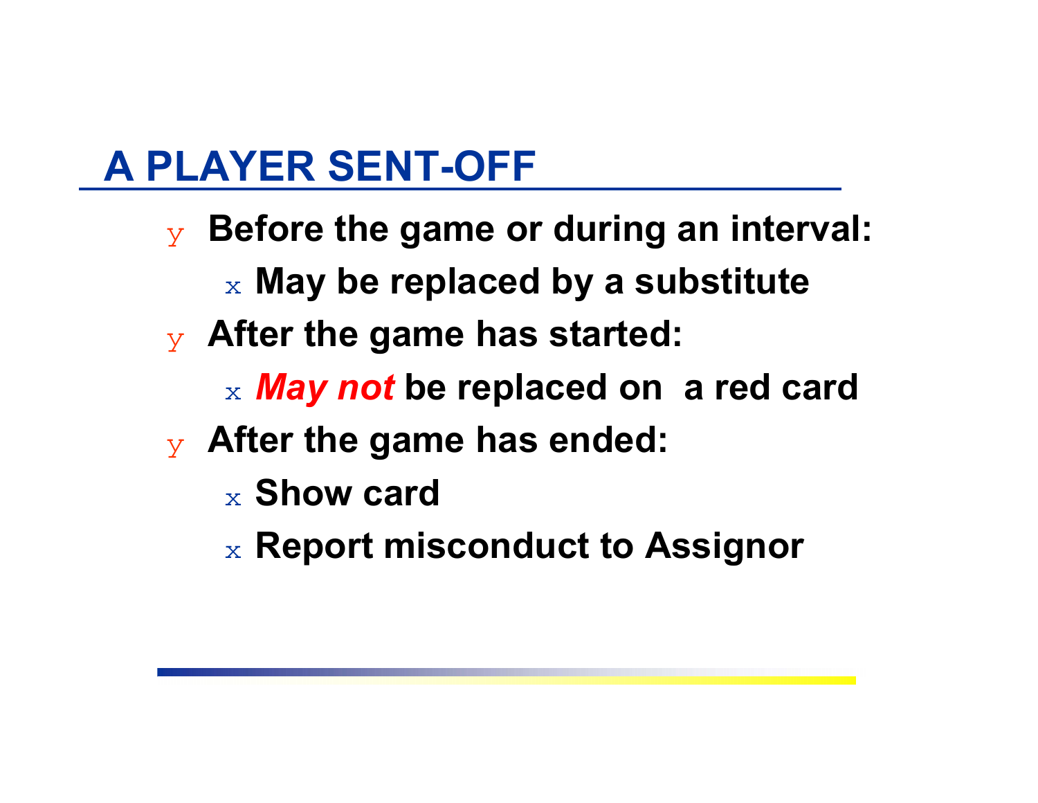## A PLAYER SENT-OFF

- **Before the game or during an interval:**
  - **May be replaced by a substitute**
- **After the game has started:**
  - ***May not*** **be replaced on a red card**
- **After the game has ended:**
  - **Show card**
  - **Report misconduct to Assignor**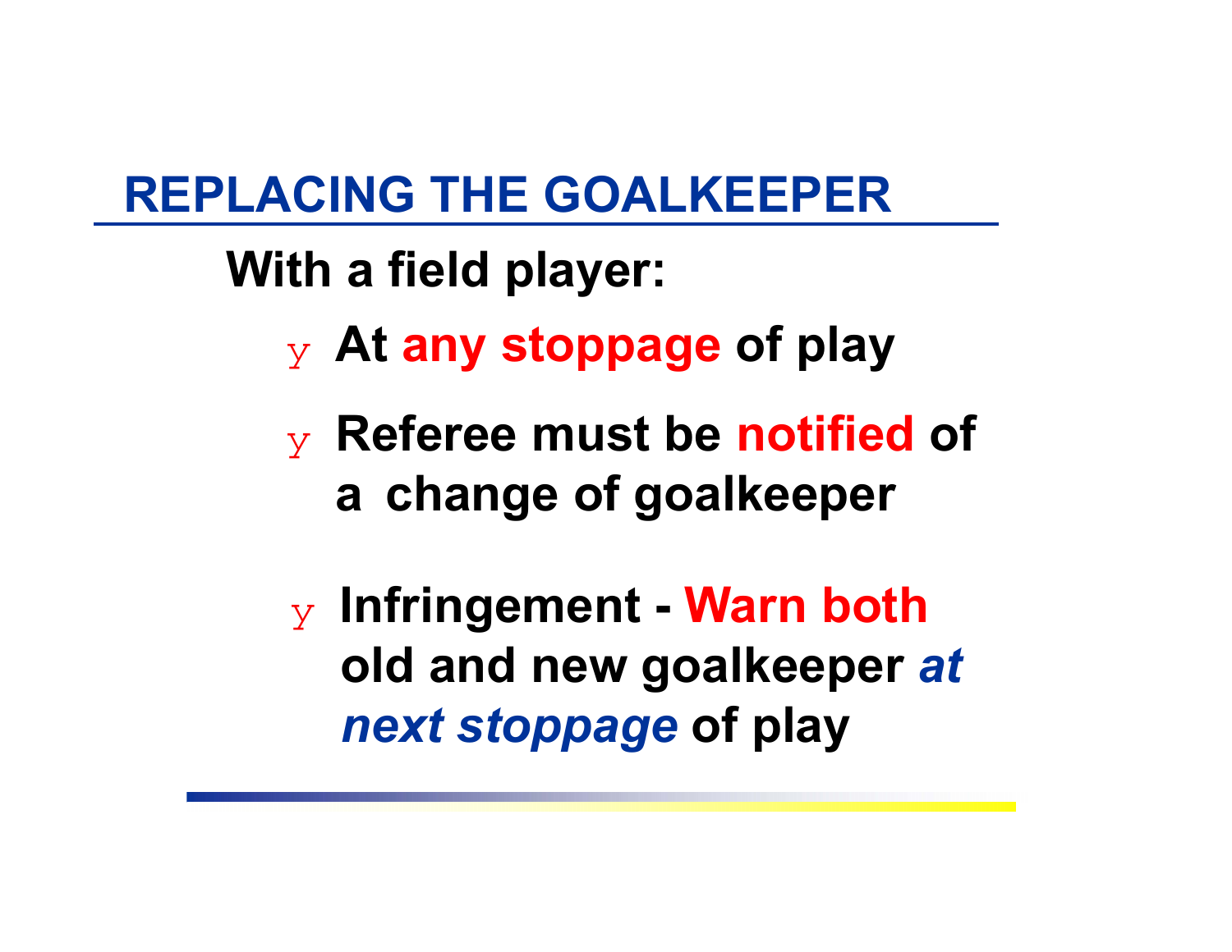## REPLACING THE GOALKEEPER

**With a field player:**

- **At any stoppage of play**
- **Referee must be notified of a change of goalkeeper**
- **Infringement - Warn both old and new goalkeeper *at next stoppage* of play**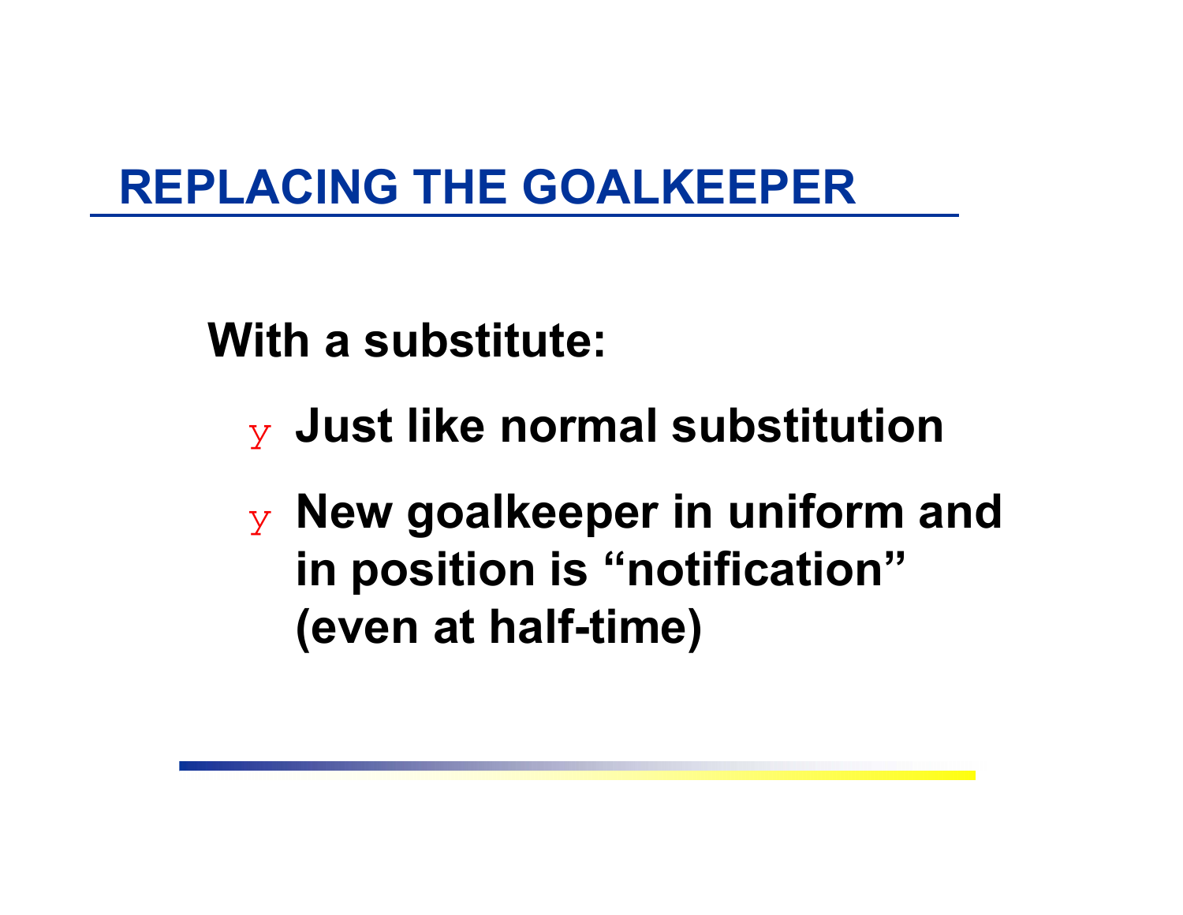# REPLACING THE GOALKEEPER

**With a substitute:**

- **Just like normal substitution**
- **New goalkeeper in uniform and in position is "notification" (even at half-time)**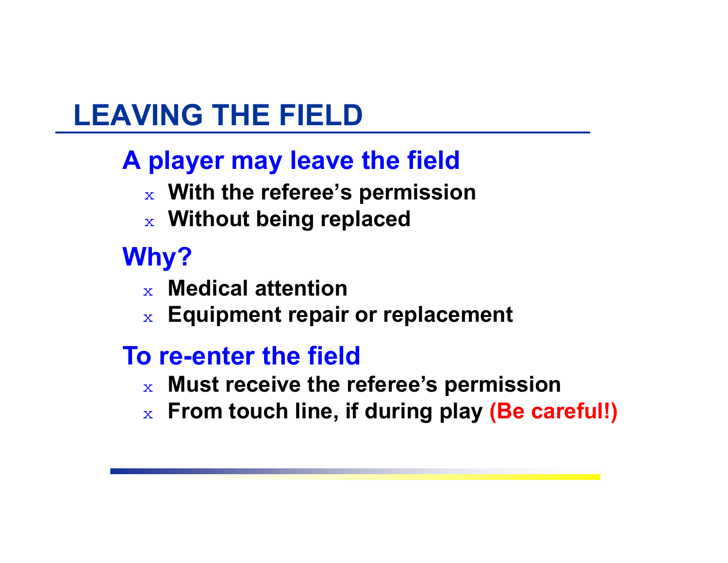# LEAVING THE FIELD

## A player may leave the field

- **With the referee's permission**
- **Without being replaced**

## Why?

- **Medical attention**
- **Equipment repair or replacement**

## To re-enter the field

- **Must receive the referee's permission**
- **From touch line, if during play (Be careful!)**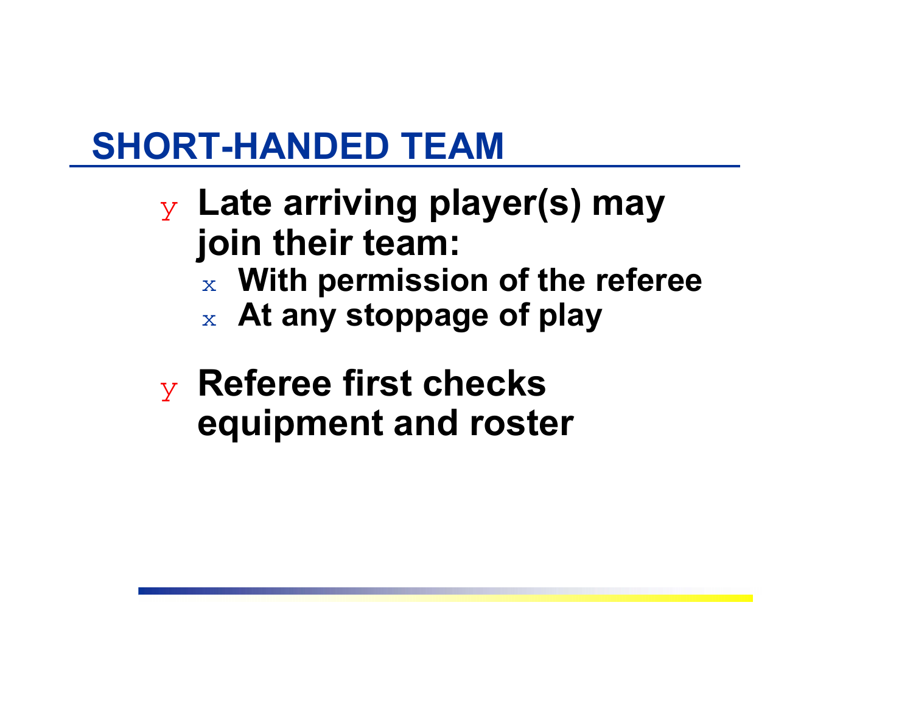## SHORT-HANDED TEAM

- Late arriving player(s) may join their team:
  - With permission of the referee
  - At any stoppage of play
- Referee first checks equipment and roster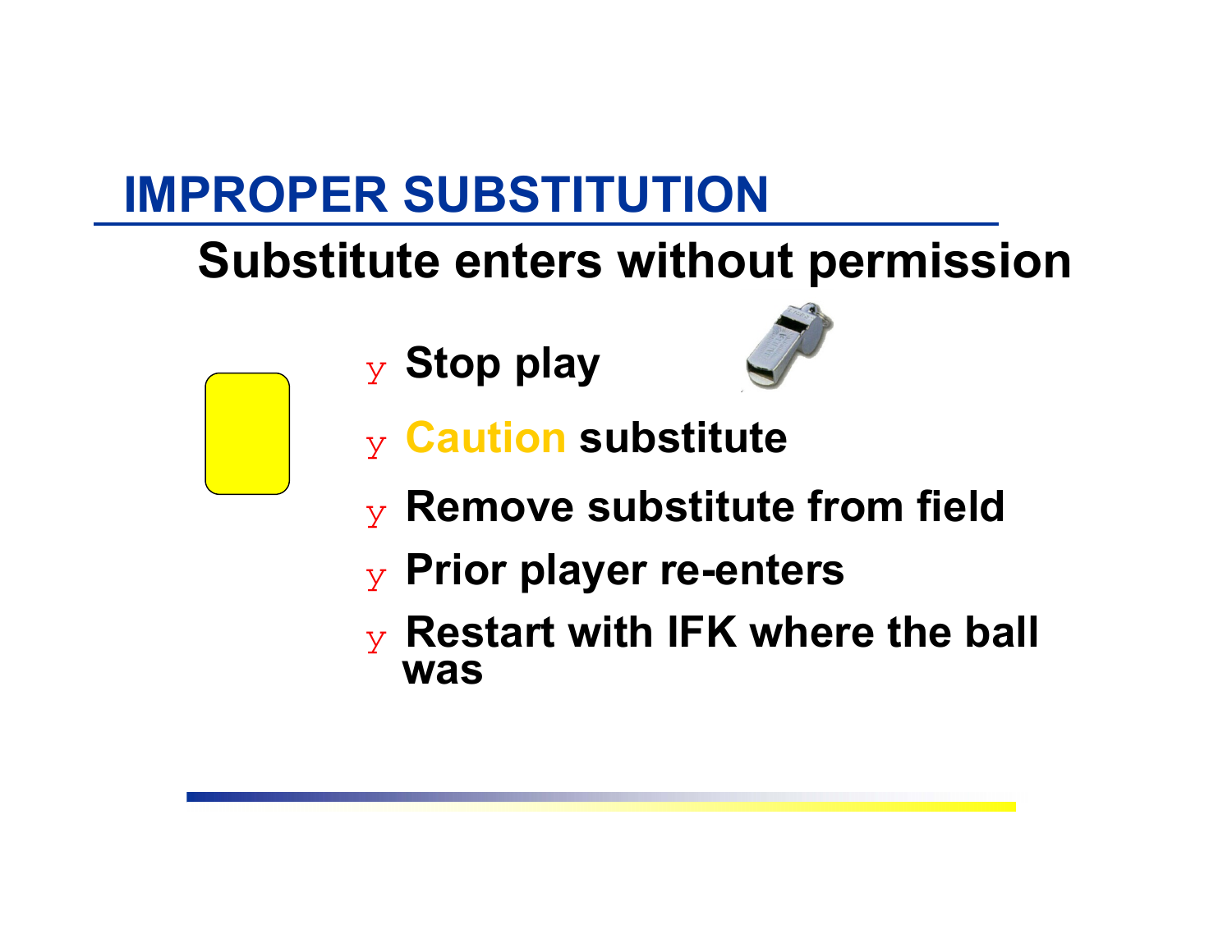# IMPROPER SUBSTITUTION

## Substitute enters without permission

- Stop play
- Caution substitute
- Remove substitute from field
- Prior player re-enters
- Restart with IFK where the ball was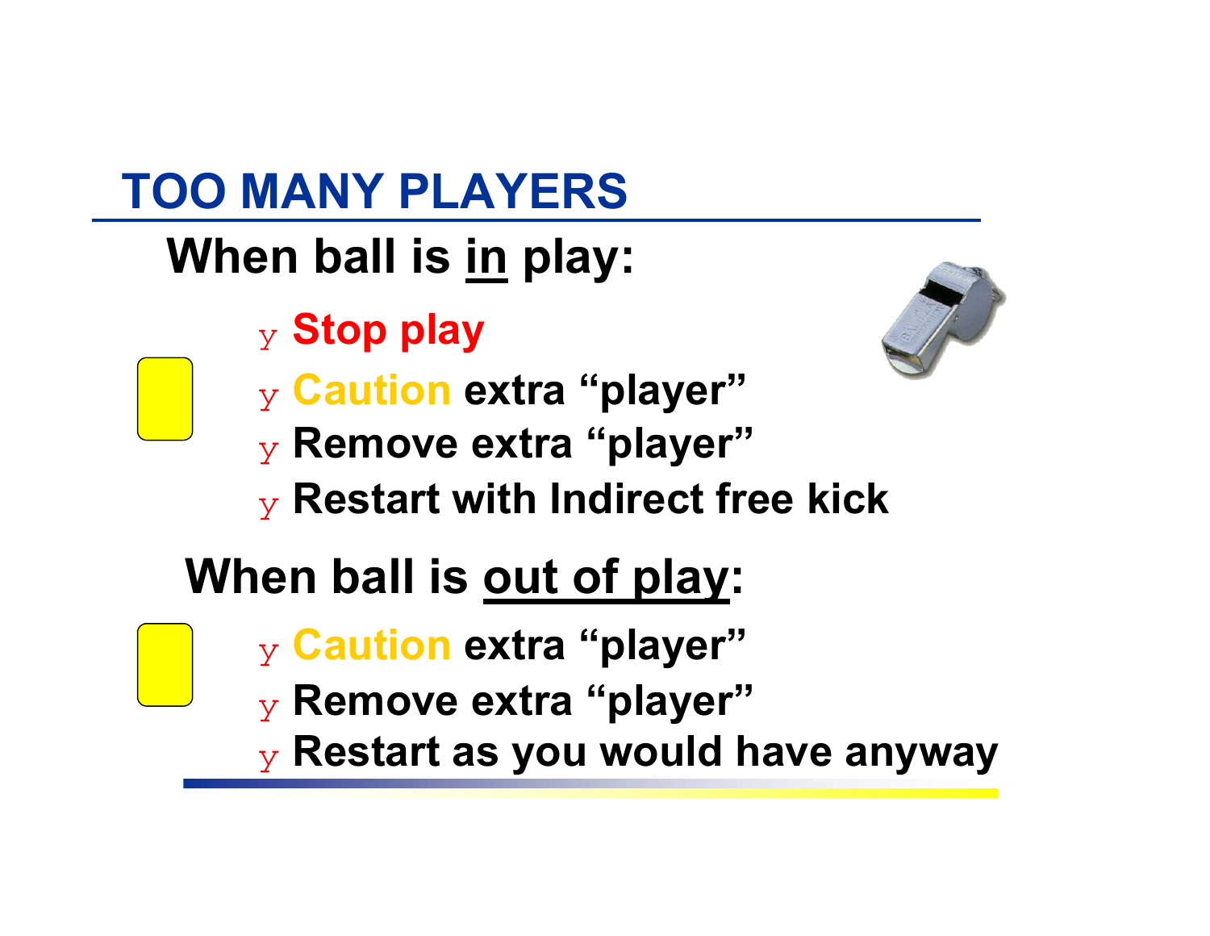# TOO MANY PLAYERS

## When ball is <u>in</u> play:

- Stop play
- Caution extra "player"
- Remove extra "player"
- Restart with Indirect free kick

## When ball is <u>out of play</u>:

- Caution extra "player"
- Remove extra "player"
- Restart as you would have anyway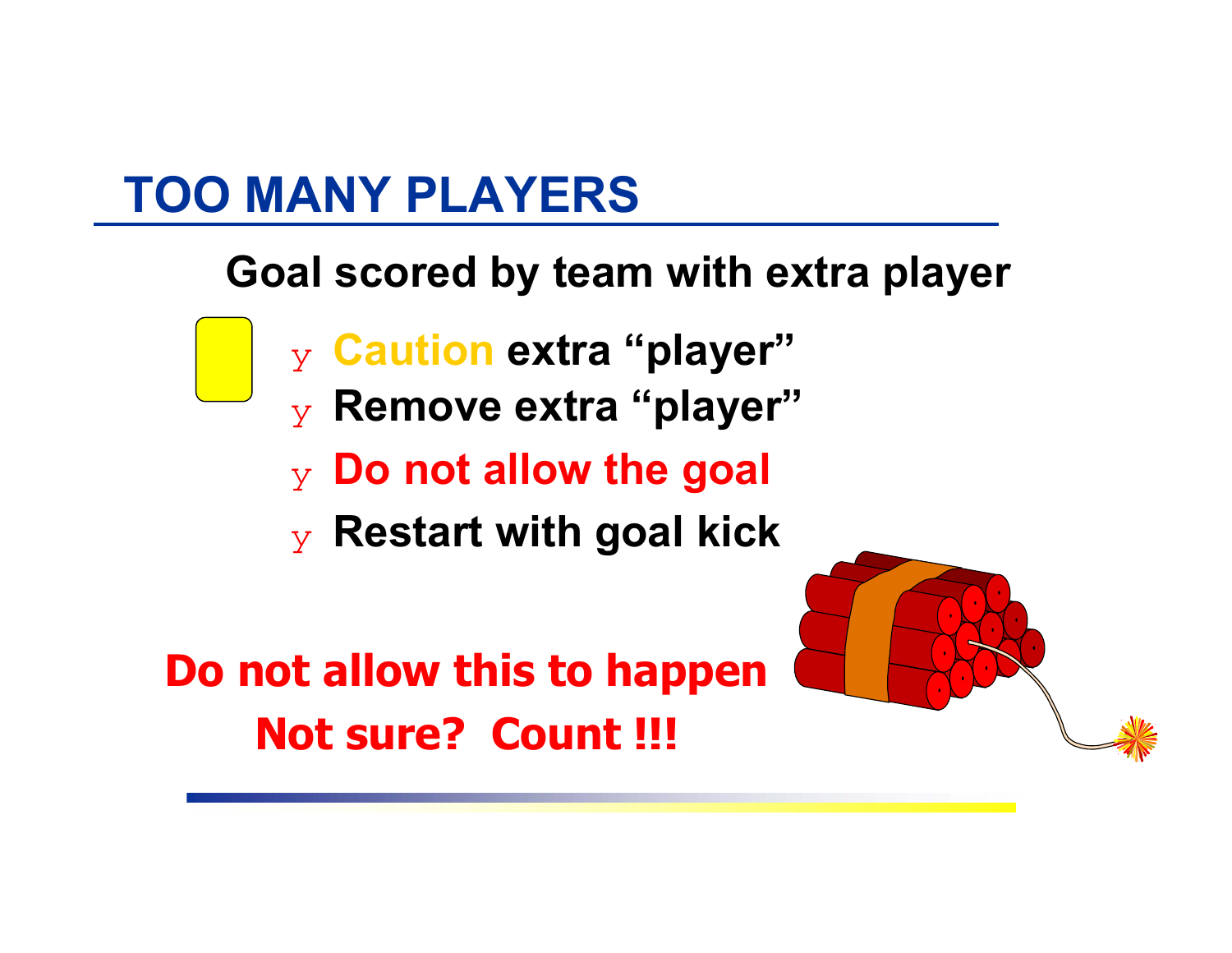# TOO MANY PLAYERS

**Goal scored by team with extra player**

- **Caution extra "player"**
- **Remove extra "player"**
- **Do not allow the goal**
- **Restart with goal kick**

**Do not allow this to happen**

**Not sure? Count !!!**